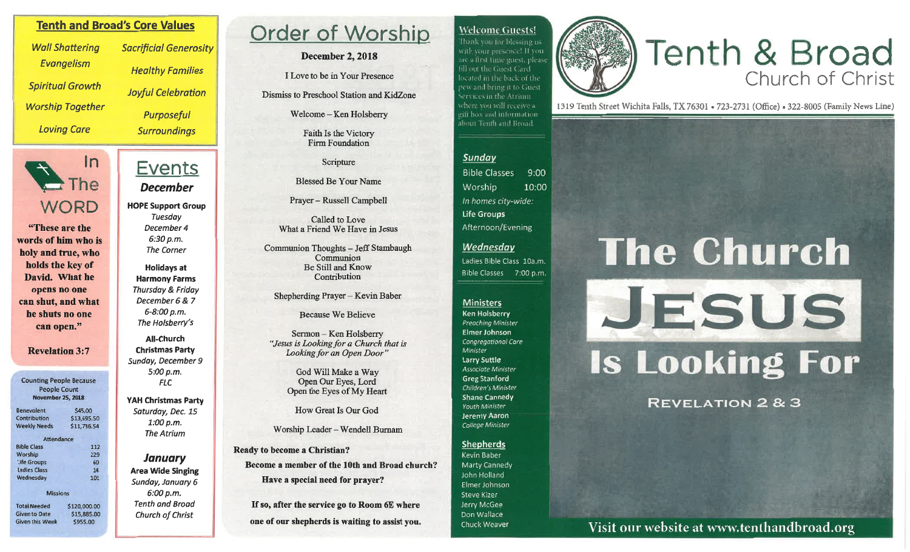## Tenth and Broad's Core Values

- *Wall Shattering Evangelism*
- *Spiritual Growth*
- *Worship Together*
- *Loving Care*
- *Sacrificial Generosity*
- *Healthy Families*
- *Joyful Celebration*
- *Purposeful Surroundings*

## In The WORD

**"These are the words of him who is holy and true, who holds the key of David. What he opens no one can shut, and what he shuts no one can open."**

**Revelation 3:7**

### Counting People Because People Count

**November 25, 2018**

| | |
|---|---|
| Benevolent | $45.00 |
| Contribution | $13,695.50 |
| Weekly Needs | $11,736.54 |

**Attendance**

| | |
|---|---|
| Bible Class | 112 |
| Worship | 229 |
| Life Groups | 60 |
| Ladies Class | 14 |
| Wednesday | 101 |

**Missions**

| | |
|---|---|
| Total Needed | $120,000.00 |
| Given to Date | $15,885.00 |
| Given this Week | $955.00 |

## Events

### December

**HOPE Support Group**
*Tuesday*
*December 4*
*6:30 p.m.*
*The Corner*

**Holidays at Harmony Farms**
*Thursday & Friday*
*December 6 & 7*
*6-8:00 p.m.*
*The Holsberry's*

**All-Church Christmas Party**
*Sunday, December 9*
*5:00 p.m.*
*FLC*

**YAH Christmas Party**
*Saturday, Dec. 15*
*1:00 p.m.*
*The Atrium*

### January

**Area Wide Singing**
*Sunday, January 6*
*6:00 p.m.*
*Tenth and Broad Church of Christ*

# Order of Worship

**December 2, 2018**

I Love to be in Your Presence

Dismiss to Preschool Station and KidZone

Welcome – Ken Holsberry

Faith Is the Victory
Firm Foundation

Scripture

Blessed Be Your Name

Prayer – Russell Campbell

Called to Love
What a Friend We Have in Jesus

Communion Thoughts – Jeff Stambaugh
Communion
Be Still and Know
Contribution

Shepherding Prayer – Kevin Baber

Because We Believe

Sermon – Ken Holsberry
*"Jesus is Looking for a Church that is Looking for an Open Door"*

God Will Make a Way
Open Our Eyes, Lord
Open the Eyes of My Heart

How Great Is Our God

Worship Leader – Wendell Burnam

**Ready to become a Christian?**

**Become a member of the 10th and Broad church?**

**Have a special need for prayer?**

**If so, after the service go to Room 6E where one of our shepherds is waiting to assist you.**

## Welcome Guests!

Thank you for blessing us with your presence! If you are a first time guest, please fill out the Guest Card located in the back of the pew and bring it to Guest Services in the Atrium where you will receive a gift box and information about Tenth and Broad.

### *Sunday*

Bible Classes 9:00
Worship 10:00
*In homes city-wide:*
**Life Groups**
Afternoon/Evening

### *Wednesday*

Ladies Bible Class 10a.m.
Bible Classes 7:00 p.m.

### Ministers

**Ken Holsberry**
*Preaching Minister*
**Elmer Johnson**
*Congregational Care Minister*
**Larry Suttle**
*Associate Minister*
**Greg Stanford**
*Children's Minister*
**Shane Cannedy**
*Youth Minister*
**Jeremy Aaron**
*College Minister*

### Shepherds

Kevin Baber
Marty Cannedy
John Holland
Elmer Johnson
Steve Kizer
Jerry McGee
Don Wallace
Chuck Weaver

# Tenth & Broad Church of Christ

1319 Tenth Street Wichita Falls, TX 76301 • 723-2731 (Office) • 322-8005 (Family News Line)

# The Church JESUS Is Looking For

## REVELATION 2 & 3

Visit our website at www.tenthandbroad.org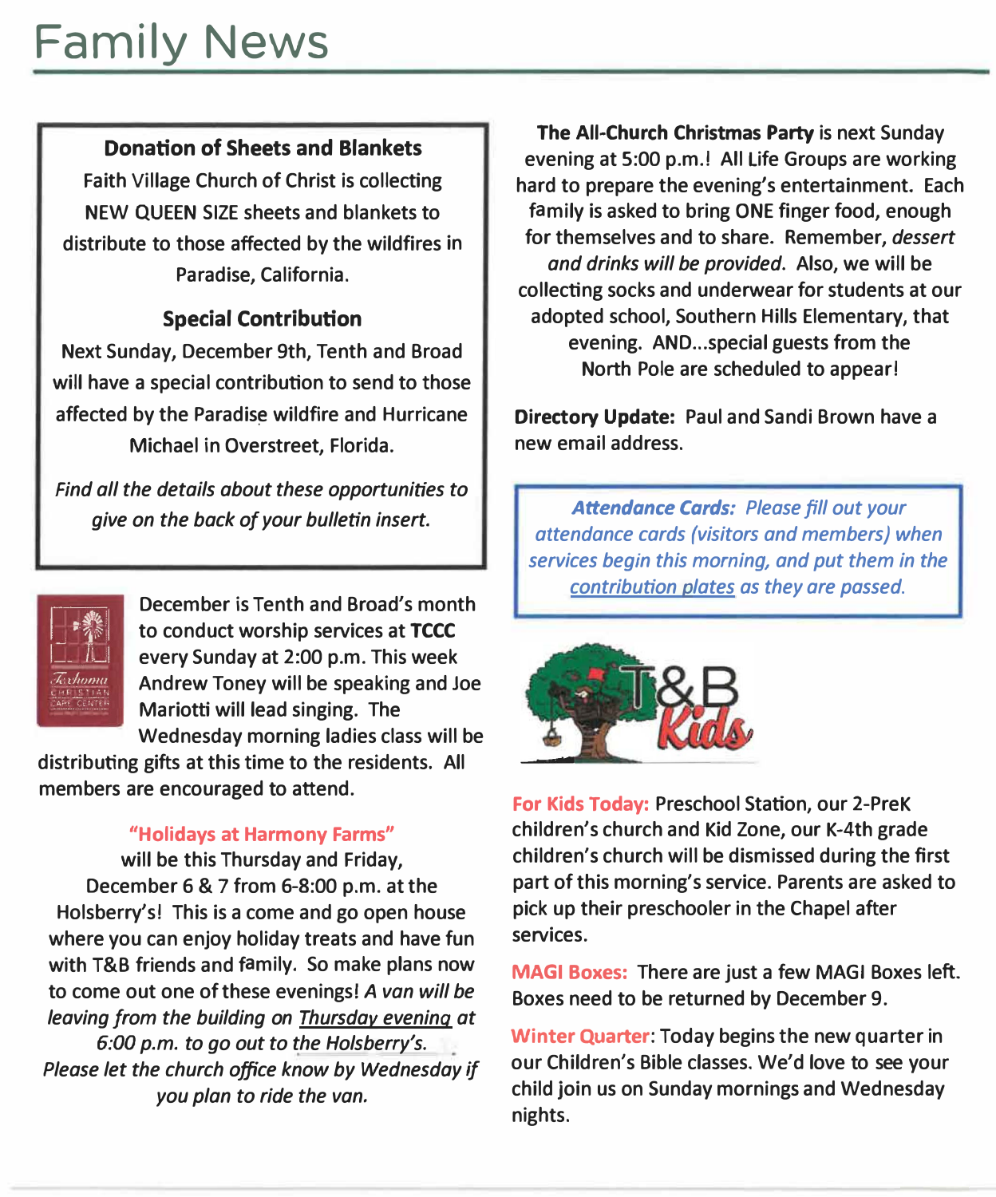# Family News

### Donation of Sheets and Blankets

Faith Village Church of Christ is collecting NEW QUEEN SIZE sheets and blankets to distribute to those affected by the wildfires in Paradise, California.

### Special Contribution

Next Sunday, December 9th, Tenth and Broad will have a special contribution to send to those affected by the Paradise wildfire and Hurricane Michael in Overstreet, Florida.

*Find all the details about these opportunities to give on the back of your bulletin insert.*

December is Tenth and Broad's month to conduct worship services at **TCCC** every Sunday at 2:00 p.m. This week Andrew Toney will be speaking and Joe Mariotti will lead singing. The Wednesday morning ladies class will be distributing gifts at this time to the residents. All members are encouraged to attend.

**"Holidays at Harmony Farms"**

will be this Thursday and Friday, December 6 & 7 from 6-8:00 p.m. at the Holsberry's! This is a come and go open house where you can enjoy holiday treats and have fun with T&B friends and family. So make plans now to come out one of these evenings! *A van will be leaving from the building on Thursday evening at 6:00 p.m. to go out to the Holsberry's. Please let the church office know by Wednesday if you plan to ride the van.*

**The All-Church Christmas Party** is next Sunday evening at 5:00 p.m.! All Life Groups are working hard to prepare the evening's entertainment. Each family is asked to bring ONE finger food, enough for themselves and to share. Remember, *dessert and drinks will be provided.* Also, we will be collecting socks and underwear for students at our adopted school, Southern Hills Elementary, that evening. AND...special guests from the North Pole are scheduled to appear!

**Directory Update:** Paul and Sandi Brown have a new email address.

***Attendance Cards:*** *Please fill out your attendance cards (visitors and members) when services begin this morning, and put them in the contribution plates as they are passed.*

**For Kids Today:** Preschool Station, our 2-PreK children's church and Kid Zone, our K-4th grade children's church will be dismissed during the first part of this morning's service. Parents are asked to pick up their preschooler in the Chapel after services.

**MAGI Boxes:** There are just a few MAGI Boxes left. Boxes need to be returned by December 9.

**Winter Quarter**: Today begins the new quarter in our Children's Bible classes. We'd love to see your child join us on Sunday mornings and Wednesday nights.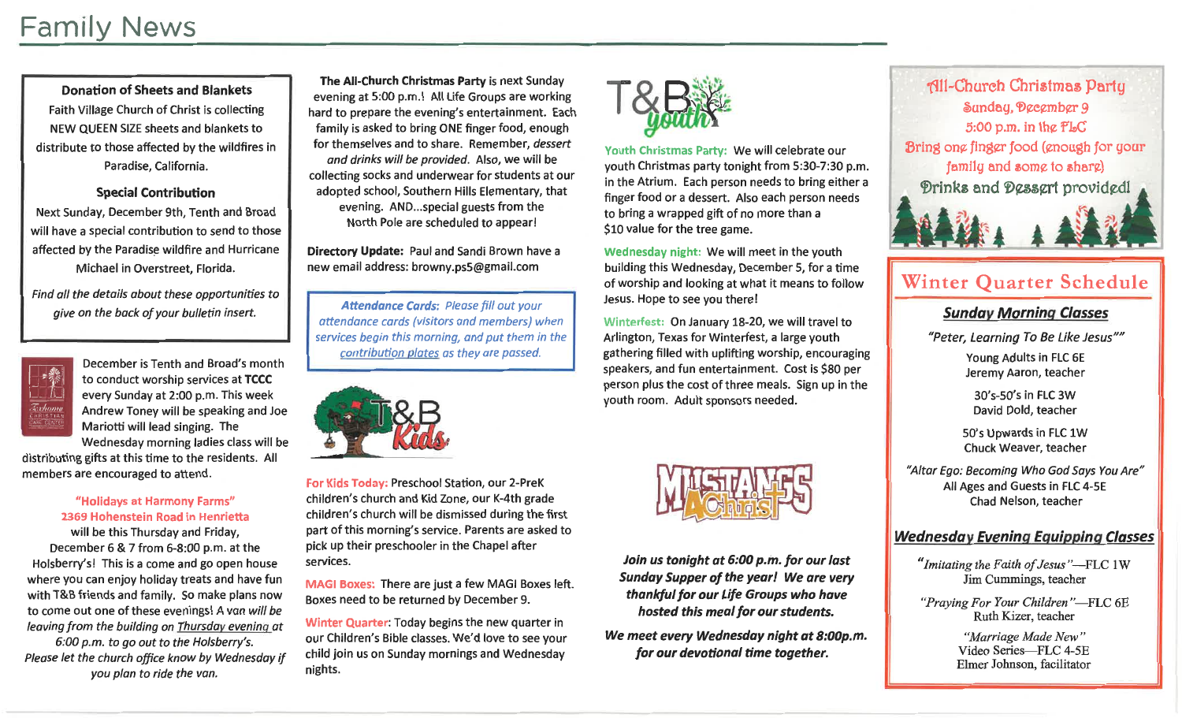# Family News

### Donation of Sheets and Blankets

Faith Village Church of Christ is collecting NEW QUEEN SIZE sheets and blankets to distribute to those affected by the wildfires in Paradise, California.

### Special Contribution

Next Sunday, December 9th, Tenth and Broad will have a special contribution to send to those affected by the Paradise wildfire and Hurricane Michael in Overstreet, Florida.

*Find all the details about these opportunities to give on the back of your bulletin insert.*

December is Tenth and Broad's month to conduct worship services at **TCCC** every Sunday at 2:00 p.m. This week Andrew Toney will be speaking and Joe Mariotti will lead singing. The Wednesday morning ladies class will be distributing gifts at this time to the residents. All members are encouraged to attend.

**"Holidays at Harmony Farms"**
**2369 Hohenstein Road in Henrietta**
will be this Thursday and Friday, December 6 & 7 from 6-8:00 p.m. at the Holsberry's! This is a come and go open house where you can enjoy holiday treats and have fun with T&B friends and family. So make plans now to come out one of these evenings! *A van will be leaving from the building on Thursday evening at 6:00 p.m. to go out to the Holsberry's. Please let the church office know by Wednesday if you plan to ride the van.*

**The All-Church Christmas Party** is next Sunday evening at 5:00 p.m.! All Life Groups are working hard to prepare the evening's entertainment. Each family is asked to bring ONE finger food, enough for themselves and to share. Remember, *dessert and drinks will be provided*. Also, we will be collecting socks and underwear for students at our adopted school, Southern Hills Elementary, that evening. AND...special guests from the North Pole are scheduled to appear!

**Directory Update:** Paul and Sandi Brown have a new email address: browny.ps5@gmail.com

***Attendance Cards:*** *Please fill out your attendance cards (visitors and members) when services begin this morning, and put them in the contribution plates as they are passed.*

## T&B Kids

**For Kids Today:** Preschool Station, our 2-PreK children's church and Kid Zone, our K-4th grade children's church will be dismissed during the first part of this morning's service. Parents are asked to pick up their preschooler in the Chapel after services.

**MAGI Boxes:** There are just a few MAGI Boxes left. Boxes need to be returned by December 9.

**Winter Quarter:** Today begins the new quarter in our Children's Bible classes. We'd love to see your child join us on Sunday mornings and Wednesday nights.

## T&B youth

**Youth Christmas Party:** We will celebrate our youth Christmas party tonight from 5:30-7:30 p.m. in the Atrium. Each person needs to bring either a finger food or a dessert. Also each person needs to bring a wrapped gift of no more than a $10 value for the tree game.

**Wednesday night:** We will meet in the youth building this Wednesday, December 5, for a time of worship and looking at what it means to follow Jesus. Hope to see you there!

**Winterfest:** On January 18-20, we will travel to Arlington, Texas for Winterfest, a large youth gathering filled with uplifting worship, encouraging speakers, and fun entertainment. Cost is $80 per person plus the cost of three meals. Sign up in the youth room. Adult sponsors needed.

## Mustangs 4 Christ

***Join us tonight at 6:00 p.m. for our last Sunday Supper of the year! We are very thankful for our Life Groups who have hosted this meal for our students.***

***We meet every Wednesday night at 8:00p.m. for our devotional time together.***

## All-Church Christmas Party

Sunday, December 9
5:00 p.m. in the FLC
Bring one finger food (enough for your family and some to share)
Drinks and Dessert provided!

## Winter Quarter Schedule

### *Sunday Morning Classes*

*"Peter, Learning To Be Like Jesus"*

Young Adults in FLC 6E
Jeremy Aaron, teacher

30's-50's in FLC 3W
David Dold, teacher

50's Upwards in FLC 1W
Chuck Weaver, teacher

*"Altar Ego: Becoming Who God Says You Are"*
All Ages and Guests in FLC 4-5E
Chad Nelson, teacher

### *Wednesday Evening Equipping Classes*

*"Imitating the Faith of Jesus"*—FLC 1W
Jim Cummings, teacher

*"Praying For Your Children"*—FLC 6E
Ruth Kizer, teacher

*"Marriage Made New"*
Video Series—FLC 4-5E
Elmer Johnson, facilitator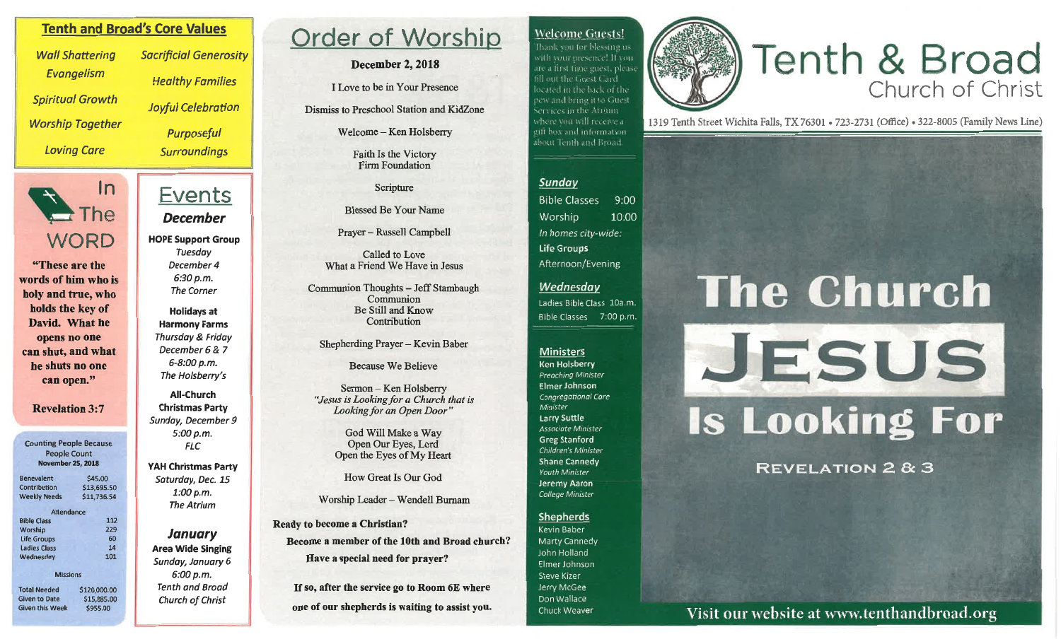## Tenth and Broad's Core Values

- Wall Shattering Evangelism
- Spiritual Growth
- Worship Together
- Loving Care
- Sacrificial Generosity
- Healthy Families
- Joyful Celebration
- Purposeful Surroundings

## In The WORD

**"These are the words of him who is holy and true, who holds the key of David. What he opens no one can shut, and what he shuts no one can open."**

**Revelation 3:7**

### Counting People Because People Count

**November 25, 2018**

| | |
|---|---|
| Benevolent | $45.00 |
| Contribution | $13,695.50 |
| Weekly Needs | $11,736.54 |

**Attendance**

| | |
|---|---|
| Bible Class | 112 |
| Worship | 229 |
| Life Groups | 60 |
| Ladies Class | 14 |
| Wednesday | 101 |

**Missions**

| | |
|---|---|
| Total Needed | $120,000.00 |
| Given to Date | $15,885.00 |
| Given this Week | $955.00 |

## Events

### December

**HOPE Support Group**
*Tuesday*
*December 4*
*6:30 p.m.*
*The Corner*

**Holidays at Harmony Farms**
*Thursday & Friday*
*December 6 & 7*
*6-8:00 p.m.*
*The Holsberry's*

**All-Church Christmas Party**
*Sunday, December 9*
*5:00 p.m.*
*FLC*

**YAH Christmas Party**
*Saturday, Dec. 15*
*1:00 p.m.*
*The Atrium*

### January

**Area Wide Singing**
*Sunday, January 6*
*6:00 p.m.*
*Tenth and Broad Church of Christ*

## Order of Worship

**December 2, 2018**

I Love to be in Your Presence

Dismiss to Preschool Station and KidZone

Welcome – Ken Holsberry

Faith Is the Victory
Firm Foundation

Scripture

Blessed Be Your Name

Prayer – Russell Campbell

Called to Love
What a Friend We Have in Jesus

Communion Thoughts – Jeff Stambaugh
Communion
Be Still and Know
Contribution

Shepherding Prayer – Kevin Baber

Because We Believe

Sermon – Ken Holsberry
*"Jesus is Looking for a Church that is Looking for an Open Door"*

God Will Make a Way
Open Our Eyes, Lord
Open the Eyes of My Heart

How Great Is Our God

Worship Leader – Wendell Burnam

**Ready to become a Christian?**

**Become a member of the 10th and Broad church?**

**Have a special need for prayer?**

**If so, after the service go to Room 6E where one of our shepherds is waiting to assist you.**

## Welcome Guests!

Thank you for blessing us with your presence! If you are a first time guest, please fill out the Guest Card located in the back of the pew and bring it to Guest Services in the Atrium where you will receive a gift box and information about Tenth and Broad.

### Sunday

Bible Classes 9:00
Worship 10:00
*In homes city-wide:*
**Life Groups**
Afternoon/Evening

### Wednesday

Ladies Bible Class 10a.m.
Bible Classes 7:00 p.m.

### Ministers

**Ken Holsberry** – *Preaching Minister*
**Elmer Johnson** – *Congregational Care Minister*
**Larry Suttle** – *Associate Minister*
**Greg Stanford** – *Children's Minister*
**Shane Cannedy** – *Youth Minister*
**Jeremy Aaron** – *College Minister*

### Shepherds

Kevin Baber
Marty Cannedy
John Holland
Elmer Johnson
Steve Kizer
Jerry McGee
Don Wallace
Chuck Weaver

# Tenth & Broad
## Church of Christ

1319 Tenth Street Wichita Falls, TX 76301 • 723-2731 (Office) • 322-8005 (Family News Line)

# The Church JESUS Is Looking For

## REVELATION 2 & 3

Visit our website at www.tenthandbroad.org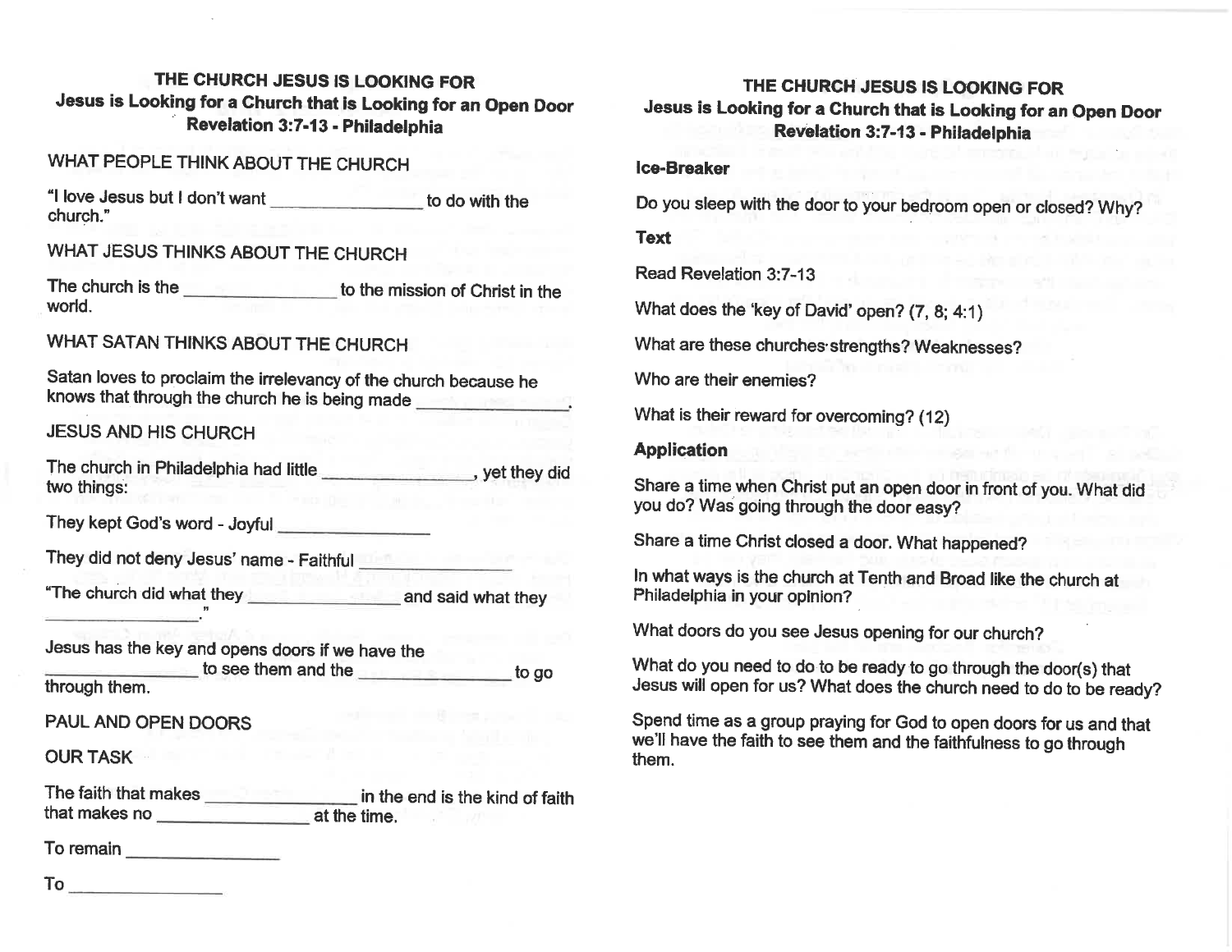# THE CHURCH JESUS IS LOOKING FOR

## Jesus is Looking for a Church that is Looking for an Open Door

## Revelation 3:7-13 - Philadelphia

WHAT PEOPLE THINK ABOUT THE CHURCH

"I love Jesus but I don't want ________________ to do with the church."

WHAT JESUS THINKS ABOUT THE CHURCH

The church is the ________________ to the mission of Christ in the world.

WHAT SATAN THINKS ABOUT THE CHURCH

Satan loves to proclaim the irrelevancy of the church because he knows that through the church he is being made ________________.

JESUS AND HIS CHURCH

The church in Philadelphia had little ________________, yet they did two things:

They kept God's word - Joyful ________________

They did not deny Jesus' name - Faithful ________________

"The church did what they ________________ and said what they ________________."

Jesus has the key and opens doors if we have the ________________ to see them and the ________________ to go through them.

PAUL AND OPEN DOORS

OUR TASK

The faith that makes ________________ in the end is the kind of faith that makes no ________________ at the time.

To remain ________________

To ________________

# THE CHURCH JESUS IS LOOKING FOR

## Jesus is Looking for a Church that is Looking for an Open Door

## Revelation 3:7-13 - Philadelphia

**Ice-Breaker**

Do you sleep with the door to your bedroom open or closed? Why?

**Text**

Read Revelation 3:7-13

What does the 'key of David' open? (7, 8; 4:1)

What are these churches strengths? Weaknesses?

Who are their enemies?

What is their reward for overcoming? (12)

**Application**

Share a time when Christ put an open door in front of you. What did you do? Was going through the door easy?

Share a time Christ closed a door. What happened?

In what ways is the church at Tenth and Broad like the church at Philadelphia in your opinion?

What doors do you see Jesus opening for our church?

What do you need to do to be ready to go through the door(s) that Jesus will open for us? What does the church need to do to be ready?

Spend time as a group praying for God to open doors for us and that we'll have the faith to see them and the faithfulness to go through them.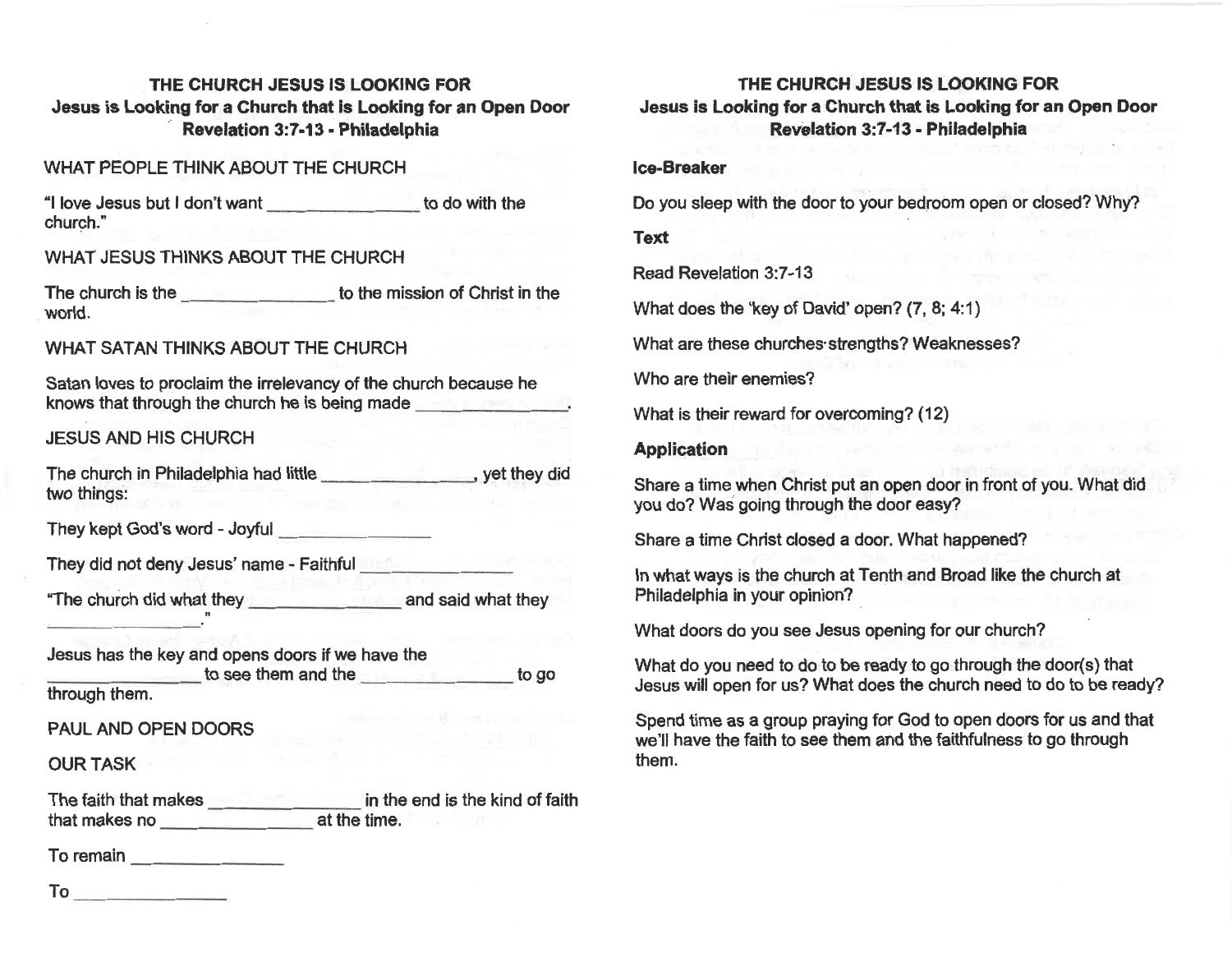## THE CHURCH JESUS IS LOOKING FOR
### Jesus is Looking for a Church that is Looking for an Open Door
### Revelation 3:7-13 - Philadelphia

WHAT PEOPLE THINK ABOUT THE CHURCH

"I love Jesus but I don't want _______________ to do with the church."

WHAT JESUS THINKS ABOUT THE CHURCH

The church is the _______________ to the mission of Christ in the world.

WHAT SATAN THINKS ABOUT THE CHURCH

Satan loves to proclaim the irrelevancy of the church because he knows that through the church he is being made _______________.

JESUS AND HIS CHURCH

The church in Philadelphia had little _______________, yet they did two things:

They kept God's word - Joyful _______________

They did not deny Jesus' name - Faithful _______________

"The church did what they _______________ and said what they _______________."

Jesus has the key and opens doors if we have the _______________ to see them and the _______________ to go through them.

PAUL AND OPEN DOORS

OUR TASK

The faith that makes _______________ in the end is the kind of faith that makes no _______________ at the time.

To remain _______________

To _______________

## THE CHURCH JESUS IS LOOKING FOR
### Jesus is Looking for a Church that is Looking for an Open Door
### Revelation 3:7-13 - Philadelphia

**Ice-Breaker**

Do you sleep with the door to your bedroom open or closed? Why?

**Text**

Read Revelation 3:7-13

What does the 'key of David' open? (7, 8; 4:1)

What are these churches strengths? Weaknesses?

Who are their enemies?

What is their reward for overcoming? (12)

**Application**

Share a time when Christ put an open door in front of you. What did you do? Was going through the door easy?

Share a time Christ closed a door. What happened?

In what ways is the church at Tenth and Broad like the church at Philadelphia in your opinion?

What doors do you see Jesus opening for our church?

What do you need to do to be ready to go through the door(s) that Jesus will open for us? What does the church need to do to be ready?

Spend time as a group praying for God to open doors for us and that we'll have the faith to see them and the faithfulness to go through them.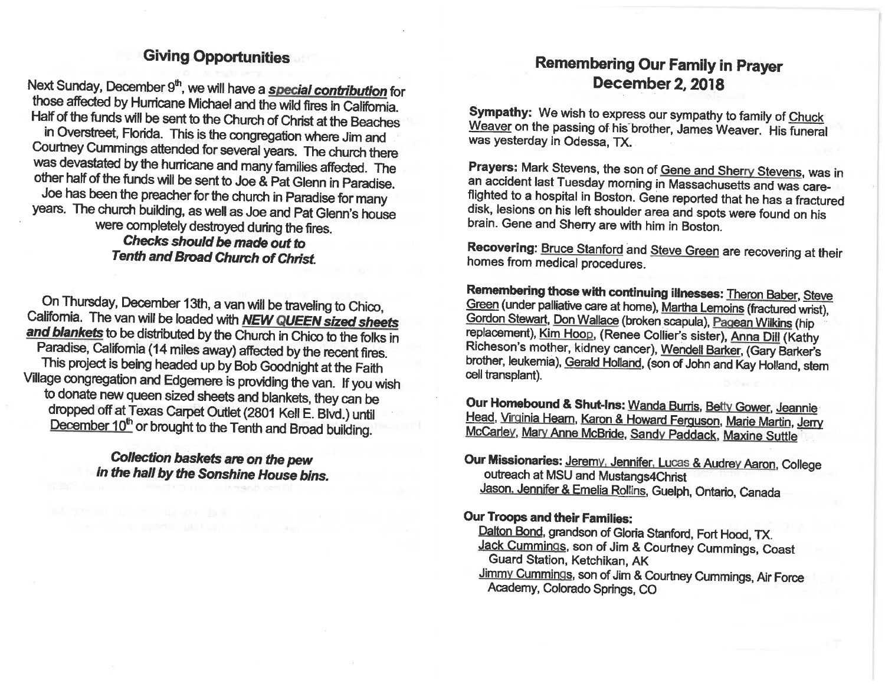## Giving Opportunities

Next Sunday, December 9th, we will have a ***special contribution*** for those affected by Hurricane Michael and the wild fires in California. Half of the funds will be sent to the Church of Christ at the Beaches in Overstreet, Florida. This is the congregation where Jim and Courtney Cummings attended for several years. The church there was devastated by the hurricane and many families affected. The other half of the funds will be sent to Joe & Pat Glenn in Paradise. Joe has been the preacher for the church in Paradise for many years. The church building, as well as Joe and Pat Glenn's house were completely destroyed during the fires.

***Checks should be made out to Tenth and Broad Church of Christ.***

On Thursday, December 13th, a van will be traveling to Chico, California. The van will be loaded with ***NEW QUEEN sized sheets and blankets*** to be distributed by the Church in Chico to the folks in Paradise, California (14 miles away) affected by the recent fires. This project is being headed up by Bob Goodnight at the Faith Village congregation and Edgemere is providing the van. If you wish to donate new queen sized sheets and blankets, they can be dropped off at Texas Carpet Outlet (2801 Kell E. Blvd.) until December 10th or brought to the Tenth and Broad building.

***Collection baskets are on the pew in the hall by the Sonshine House bins.***

## Remembering Our Family in Prayer December 2, 2018

**Sympathy:** We wish to express our sympathy to family of Chuck Weaver on the passing of his brother, James Weaver. His funeral was yesterday in Odessa, TX.

**Prayers:** Mark Stevens, the son of Gene and Sherry Stevens, was in an accident last Tuesday morning in Massachusetts and was care-flighted to a hospital in Boston. Gene reported that he has a fractured disk, lesions on his left shoulder area and spots were found on his brain. Gene and Sherry are with him in Boston.

**Recovering:** Bruce Stanford and Steve Green are recovering at their homes from medical procedures.

**Remembering those with continuing illnesses:** Theron Baber, Steve Green (under palliative care at home), Martha Lemoins (fractured wrist), Gordon Stewart, Don Wallace (broken scapula), Pagean Wilkins (hip replacement), Kim Hoop, (Renee Collier's sister), Anna Dill (Kathy Richeson's mother, kidney cancer), Wendell Barker, (Gary Barker's brother, leukemia), Gerald Holland, (son of John and Kay Holland, stem cell transplant).

**Our Homebound & Shut-Ins:** Wanda Burris, Betty Gower, Jeannie Head, Virginia Hearn, Karon & Howard Ferguson, Marie Martin, Jerry McCarley, Mary Anne McBride, Sandy Paddack, Maxine Suttle

**Our Missionaries:** Jeremy, Jennifer, Lucas & Audrey Aaron, College outreach at MSU and Mustangs4Christ
Jason, Jennifer & Emelia Rollins, Guelph, Ontario, Canada

**Our Troops and their Families:**
Dalton Bond, grandson of Gloria Stanford, Fort Hood, TX.
Jack Cummings, son of Jim & Courtney Cummings, Coast Guard Station, Ketchikan, AK
Jimmy Cummings, son of Jim & Courtney Cummings, Air Force Academy, Colorado Springs, CO